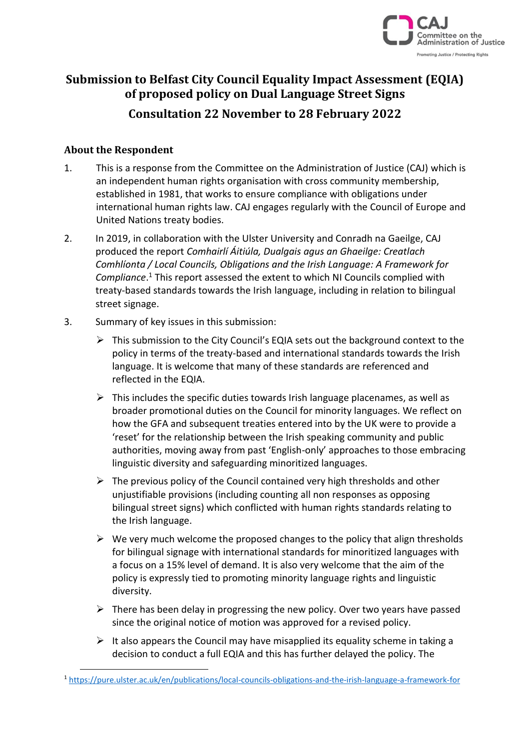# Submission to Belfast City Council Equality Impact Assessment (EQIA) of proposed policy on Dual Language Street Signs

## Consultation 22 November to 28 February 2022

### About the Respondent

1. This is a response from the Committee on the Administration of Justice (CAJ) which is an independent human rights organisation with cross community membership, established in 1981, that works to ensure compliance with obligations under international human rights law. CAJ engages regularly with the Council of Europe and United Nations treaty bodies.

2. In 2019, in collaboration with the Ulster University and Conradh na Gaeilge, CAJ produced the report *Comhairlí Áitiúla, Dualgais agus an Ghaeilge: Creatlach Comhlíonta / Local Councils, Obligations and the Irish Language: A Framework for Compliance*.[1] This report assessed the extent to which NI Councils complied with treaty-based standards towards the Irish language, including in relation to bilingual street signage.

3. Summary of key issues in this submission:

   - This submission to the City Council's EQIA sets out the background context to the policy in terms of the treaty-based and international standards towards the Irish language. It is welcome that many of these standards are referenced and reflected in the EQIA.
   - This includes the specific duties towards Irish language placenames, as well as broader promotional duties on the Council for minority languages. We reflect on how the GFA and subsequent treaties entered into by the UK were to provide a 'reset' for the relationship between the Irish speaking community and public authorities, moving away from past 'English-only' approaches to those embracing linguistic diversity and safeguarding minoritized languages.
   - The previous policy of the Council contained very high thresholds and other unjustifiable provisions (including counting all non responses as opposing bilingual street signs) which conflicted with human rights standards relating to the Irish language.
   - We very much welcome the proposed changes to the policy that align thresholds for bilingual signage with international standards for minoritized languages with a focus on a 15% level of demand. It is also very welcome that the aim of the policy is expressly tied to promoting minority language rights and linguistic diversity.
   - There has been delay in progressing the new policy. Over two years have passed since the original notice of motion was approved for a revised policy.
   - It also appears the Council may have misapplied its equality scheme in taking a decision to conduct a full EQIA and this has further delayed the policy. The

---

[1] https://pure.ulster.ac.uk/en/publications/local-councils-obligations-and-the-irish-language-a-framework-for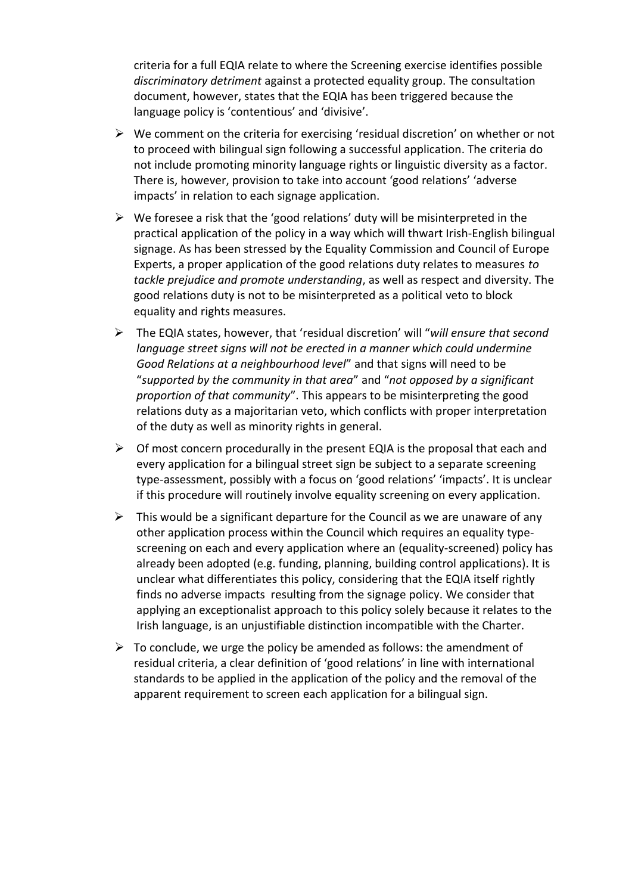criteria for a full EQIA relate to where the Screening exercise identifies possible *discriminatory detriment* against a protected equality group. The consultation document, however, states that the EQIA has been triggered because the language policy is 'contentious' and 'divisive'.

- We comment on the criteria for exercising 'residual discretion' on whether or not to proceed with bilingual sign following a successful application. The criteria do not include promoting minority language rights or linguistic diversity as a factor. There is, however, provision to take into account 'good relations' 'adverse impacts' in relation to each signage application.
- We foresee a risk that the 'good relations' duty will be misinterpreted in the practical application of the policy in a way which will thwart Irish-English bilingual signage. As has been stressed by the Equality Commission and Council of Europe Experts, a proper application of the good relations duty relates to measures *to tackle prejudice and promote understanding*, as well as respect and diversity. The good relations duty is not to be misinterpreted as a political veto to block equality and rights measures.
- The EQIA states, however, that 'residual discretion' will "*will ensure that second language street signs will not be erected in a manner which could undermine Good Relations at a neighbourhood level*" and that signs will need to be "*supported by the community in that area*" and "*not opposed by a significant proportion of that community*". This appears to be misinterpreting the good relations duty as a majoritarian veto, which conflicts with proper interpretation of the duty as well as minority rights in general.
- Of most concern procedurally in the present EQIA is the proposal that each and every application for a bilingual street sign be subject to a separate screening type-assessment, possibly with a focus on 'good relations' 'impacts'. It is unclear if this procedure will routinely involve equality screening on every application.
- This would be a significant departure for the Council as we are unaware of any other application process within the Council which requires an equality type-screening on each and every application where an (equality-screened) policy has already been adopted (e.g. funding, planning, building control applications). It is unclear what differentiates this policy, considering that the EQIA itself rightly finds no adverse impacts resulting from the signage policy. We consider that applying an exceptionalist approach to this policy solely because it relates to the Irish language, is an unjustifiable distinction incompatible with the Charter.
- To conclude, we urge the policy be amended as follows: the amendment of residual criteria, a clear definition of 'good relations' in line with international standards to be applied in the application of the policy and the removal of the apparent requirement to screen each application for a bilingual sign.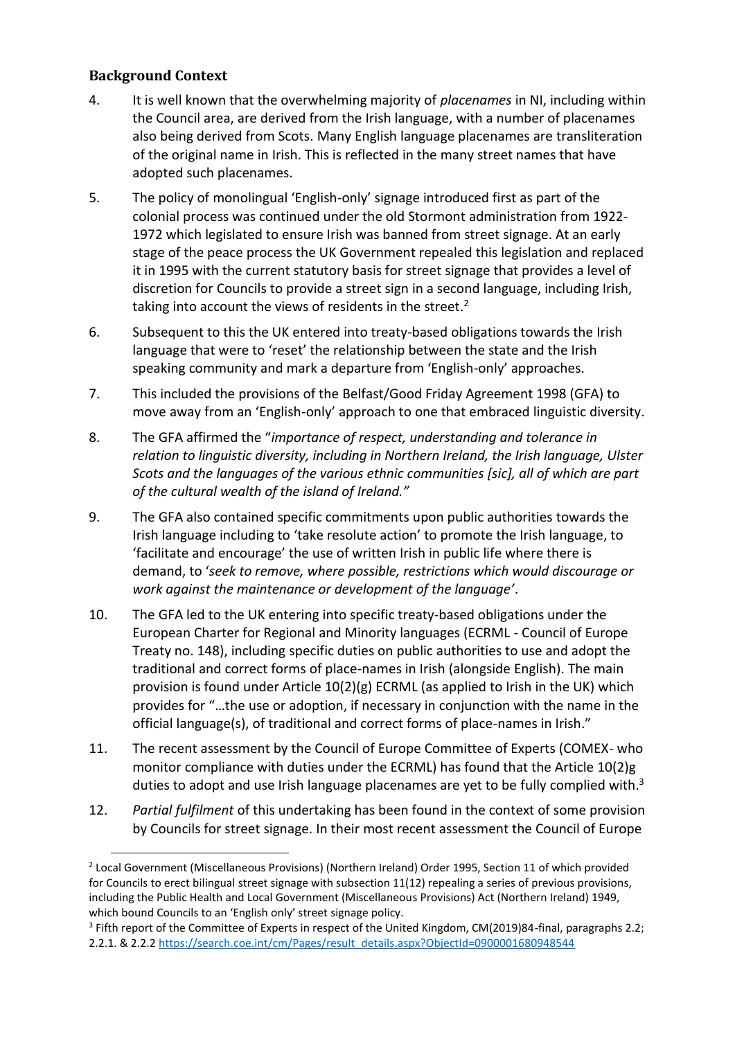## Background Context

4. It is well known that the overwhelming majority of *placenames* in NI, including within the Council area, are derived from the Irish language, with a number of placenames also being derived from Scots. Many English language placenames are transliteration of the original name in Irish. This is reflected in the many street names that have adopted such placenames.

5. The policy of monolingual 'English-only' signage introduced first as part of the colonial process was continued under the old Stormont administration from 1922-1972 which legislated to ensure Irish was banned from street signage. At an early stage of the peace process the UK Government repealed this legislation and replaced it in 1995 with the current statutory basis for street signage that provides a level of discretion for Councils to provide a street sign in a second language, including Irish, taking into account the views of residents in the street.[2]

6. Subsequent to this the UK entered into treaty-based obligations towards the Irish language that were to 'reset' the relationship between the state and the Irish speaking community and mark a departure from 'English-only' approaches.

7. This included the provisions of the Belfast/Good Friday Agreement 1998 (GFA) to move away from an 'English-only' approach to one that embraced linguistic diversity.

8. The GFA affirmed the "*importance of respect, understanding and tolerance in relation to linguistic diversity, including in Northern Ireland, the Irish language, Ulster Scots and the languages of the various ethnic communities [sic], all of which are part of the cultural wealth of the island of Ireland."*

9. The GFA also contained specific commitments upon public authorities towards the Irish language including to 'take resolute action' to promote the Irish language, to 'facilitate and encourage' the use of written Irish in public life where there is demand, to '*seek to remove, where possible, restrictions which would discourage or work against the maintenance or development of the language'*.

10. The GFA led to the UK entering into specific treaty-based obligations under the European Charter for Regional and Minority languages (ECRML - Council of Europe Treaty no. 148), including specific duties on public authorities to use and adopt the traditional and correct forms of place-names in Irish (alongside English). The main provision is found under Article 10(2)(g) ECRML (as applied to Irish in the UK) which provides for "…the use or adoption, if necessary in conjunction with the name in the official language(s), of traditional and correct forms of place-names in Irish."

11. The recent assessment by the Council of Europe Committee of Experts (COMEX- who monitor compliance with duties under the ECRML) has found that the Article 10(2)g duties to adopt and use Irish language placenames are yet to be fully complied with.[3]

12. *Partial fulfilment* of this undertaking has been found in the context of some provision by Councils for street signage. In their most recent assessment the Council of Europe

---

[2] Local Government (Miscellaneous Provisions) (Northern Ireland) Order 1995, Section 11 of which provided for Councils to erect bilingual street signage with subsection 11(12) repealing a series of previous provisions, including the Public Health and Local Government (Miscellaneous Provisions) Act (Northern Ireland) 1949, which bound Councils to an 'English only' street signage policy.

[3] Fifth report of the Committee of Experts in respect of the United Kingdom, CM(2019)84-final, paragraphs 2.2; 2.2.1. & 2.2.2 https://search.coe.int/cm/Pages/result_details.aspx?ObjectId=0900001680948544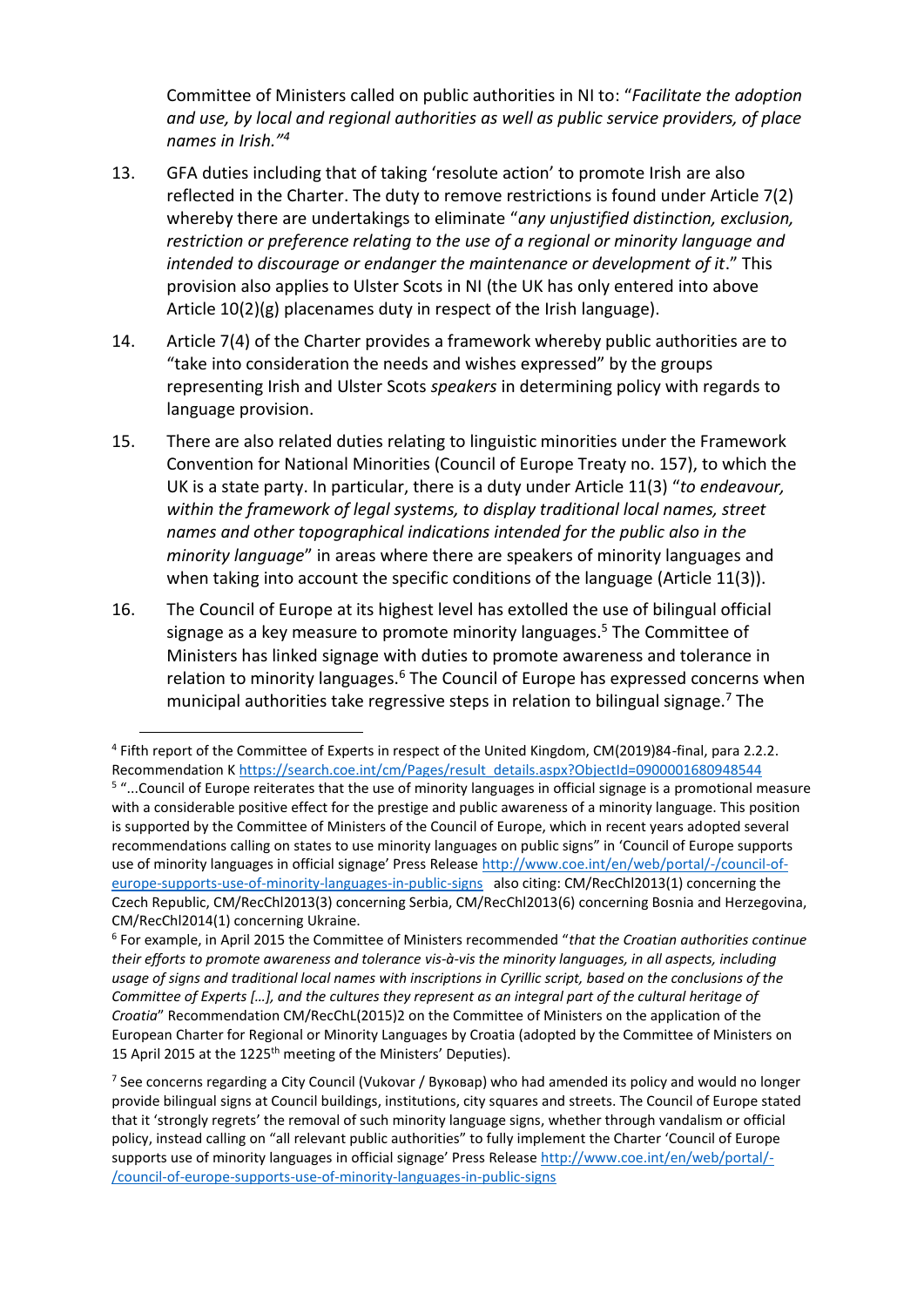Committee of Ministers called on public authorities in NI to: "*Facilitate the adoption and use, by local and regional authorities as well as public service providers, of place names in Irish.*"[4]

13. GFA duties including that of taking 'resolute action' to promote Irish are also reflected in the Charter. The duty to remove restrictions is found under Article 7(2) whereby there are undertakings to eliminate "*any unjustified distinction, exclusion, restriction or preference relating to the use of a regional or minority language and intended to discourage or endanger the maintenance or development of it*." This provision also applies to Ulster Scots in NI (the UK has only entered into above Article 10(2)(g) placenames duty in respect of the Irish language).

14. Article 7(4) of the Charter provides a framework whereby public authorities are to "take into consideration the needs and wishes expressed" by the groups representing Irish and Ulster Scots *speakers* in determining policy with regards to language provision.

15. There are also related duties relating to linguistic minorities under the Framework Convention for National Minorities (Council of Europe Treaty no. 157), to which the UK is a state party. In particular, there is a duty under Article 11(3) "*to endeavour, within the framework of legal systems, to display traditional local names, street names and other topographical indications intended for the public also in the minority language*" in areas where there are speakers of minority languages and when taking into account the specific conditions of the language (Article 11(3)).

16. The Council of Europe at its highest level has extolled the use of bilingual official signage as a key measure to promote minority languages.[5] The Committee of Ministers has linked signage with duties to promote awareness and tolerance in relation to minority languages.[6] The Council of Europe has expressed concerns when municipal authorities take regressive steps in relation to bilingual signage.[7] The

---

[4] Fifth report of the Committee of Experts in respect of the United Kingdom, CM(2019)84-final, para 2.2.2. Recommendation K https://search.coe.int/cm/Pages/result_details.aspx?ObjectId=0900001680948544

[5] "...Council of Europe reiterates that the use of minority languages in official signage is a promotional measure with a considerable positive effect for the prestige and public awareness of a minority language. This position is supported by the Committee of Ministers of the Council of Europe, which in recent years adopted several recommendations calling on states to use minority languages on public signs" in 'Council of Europe supports use of minority languages in official signage' Press Release http://www.coe.int/en/web/portal/-/council-of-europe-supports-use-of-minority-languages-in-public-signs also citing: CM/RecChl2013(1) concerning the Czech Republic, CM/RecChl2013(3) concerning Serbia, CM/RecChl2013(6) concerning Bosnia and Herzegovina, CM/RecChl2014(1) concerning Ukraine.

[6] For example, in April 2015 the Committee of Ministers recommended "*that the Croatian authorities continue their efforts to promote awareness and tolerance vis-à-vis the minority languages, in all aspects, including usage of signs and traditional local names with inscriptions in Cyrillic script, based on the conclusions of the Committee of Experts […], and the cultures they represent as an integral part of the cultural heritage of Croatia*" Recommendation CM/RecChL(2015)2 on the Committee of Ministers on the application of the European Charter for Regional or Minority Languages by Croatia (adopted by the Committee of Ministers on 15 April 2015 at the 1225th meeting of the Ministers' Deputies).

[7] See concerns regarding a City Council (Vukovar / Вуковар) who had amended its policy and would no longer provide bilingual signs at Council buildings, institutions, city squares and streets. The Council of Europe stated that it 'strongly regrets' the removal of such minority language signs, whether through vandalism or official policy, instead calling on "all relevant public authorities" to fully implement the Charter 'Council of Europe supports use of minority languages in official signage' Press Release http://www.coe.int/en/web/portal/-/council-of-europe-supports-use-of-minority-languages-in-public-signs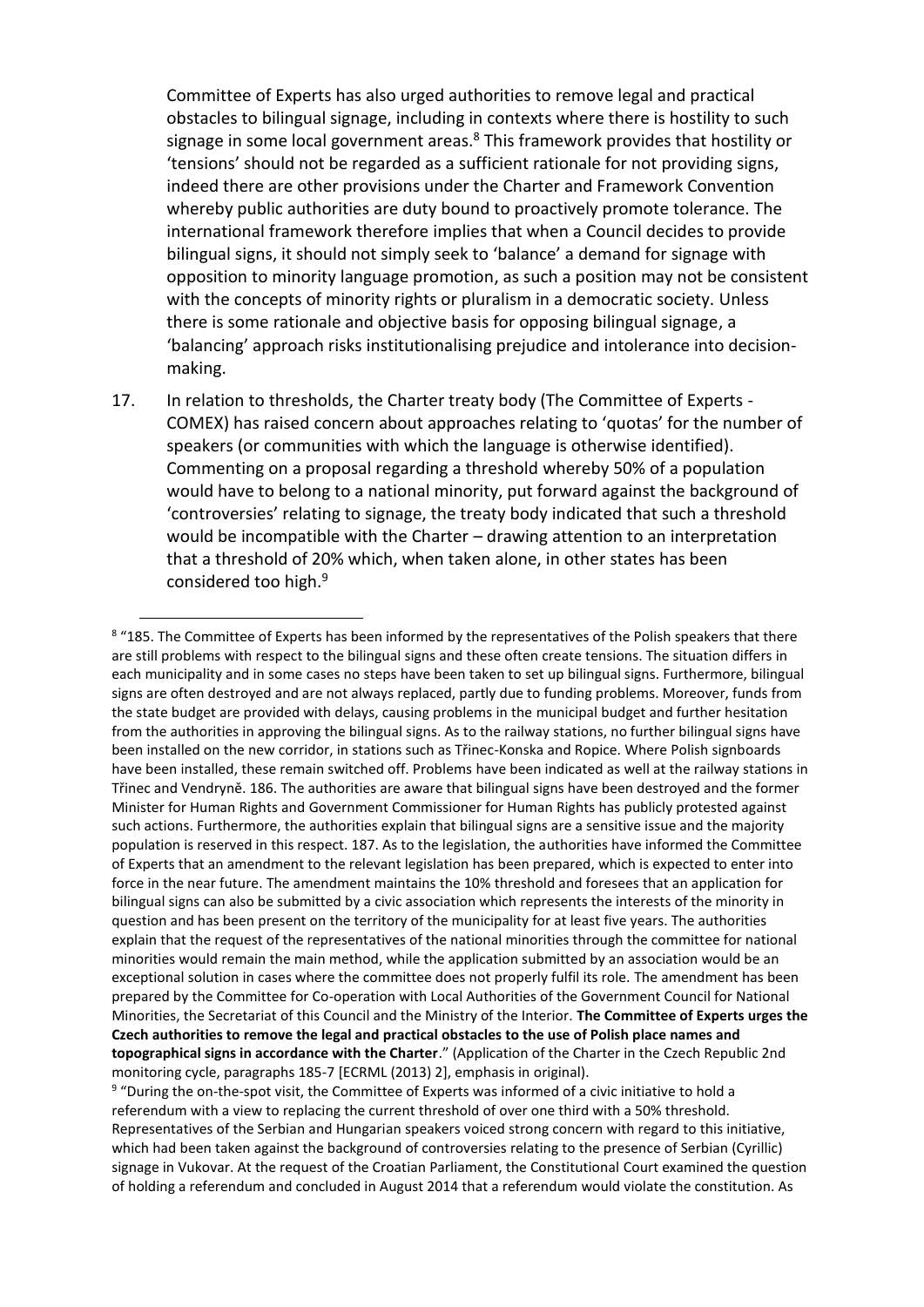Committee of Experts has also urged authorities to remove legal and practical obstacles to bilingual signage, including in contexts where there is hostility to such signage in some local government areas.[8] This framework provides that hostility or 'tensions' should not be regarded as a sufficient rationale for not providing signs, indeed there are other provisions under the Charter and Framework Convention whereby public authorities are duty bound to proactively promote tolerance. The international framework therefore implies that when a Council decides to provide bilingual signs, it should not simply seek to 'balance' a demand for signage with opposition to minority language promotion, as such a position may not be consistent with the concepts of minority rights or pluralism in a democratic society. Unless there is some rationale and objective basis for opposing bilingual signage, a 'balancing' approach risks institutionalising prejudice and intolerance into decision-making.

17. In relation to thresholds, the Charter treaty body (The Committee of Experts - COMEX) has raised concern about approaches relating to 'quotas' for the number of speakers (or communities with which the language is otherwise identified). Commenting on a proposal regarding a threshold whereby 50% of a population would have to belong to a national minority, put forward against the background of 'controversies' relating to signage, the treaty body indicated that such a threshold would be incompatible with the Charter – drawing attention to an interpretation that a threshold of 20% which, when taken alone, in other states has been considered too high.[9]

---

[8] "185. The Committee of Experts has been informed by the representatives of the Polish speakers that there are still problems with respect to the bilingual signs and these often create tensions. The situation differs in each municipality and in some cases no steps have been taken to set up bilingual signs. Furthermore, bilingual signs are often destroyed and are not always replaced, partly due to funding problems. Moreover, funds from the state budget are provided with delays, causing problems in the municipal budget and further hesitation from the authorities in approving the bilingual signs. As to the railway stations, no further bilingual signs have been installed on the new corridor, in stations such as Třinec-Konska and Ropice. Where Polish signboards have been installed, these remain switched off. Problems have been indicated as well at the railway stations in Třinec and Vendryně. 186. The authorities are aware that bilingual signs have been destroyed and the former Minister for Human Rights and Government Commissioner for Human Rights has publicly protested against such actions. Furthermore, the authorities explain that bilingual signs are a sensitive issue and the majority population is reserved in this respect. 187. As to the legislation, the authorities have informed the Committee of Experts that an amendment to the relevant legislation has been prepared, which is expected to enter into force in the near future. The amendment maintains the 10% threshold and foresees that an application for bilingual signs can also be submitted by a civic association which represents the interests of the minority in question and has been present on the territory of the municipality for at least five years. The authorities explain that the request of the representatives of the national minorities through the committee for national minorities would remain the main method, while the application submitted by an association would be an exceptional solution in cases where the committee does not properly fulfil its role. The amendment has been prepared by the Committee for Co-operation with Local Authorities of the Government Council for National Minorities, the Secretariat of this Council and the Ministry of the Interior. **The Committee of Experts urges the Czech authorities to remove the legal and practical obstacles to the use of Polish place names and topographical signs in accordance with the Charter**." (Application of the Charter in the Czech Republic 2nd monitoring cycle, paragraphs 185-7 [ECRML (2013) 2], emphasis in original).

[9] "During the on-the-spot visit, the Committee of Experts was informed of a civic initiative to hold a referendum with a view to replacing the current threshold of over one third with a 50% threshold. Representatives of the Serbian and Hungarian speakers voiced strong concern with regard to this initiative, which had been taken against the background of controversies relating to the presence of Serbian (Cyrillic) signage in Vukovar. At the request of the Croatian Parliament, the Constitutional Court examined the question of holding a referendum and concluded in August 2014 that a referendum would violate the constitution. As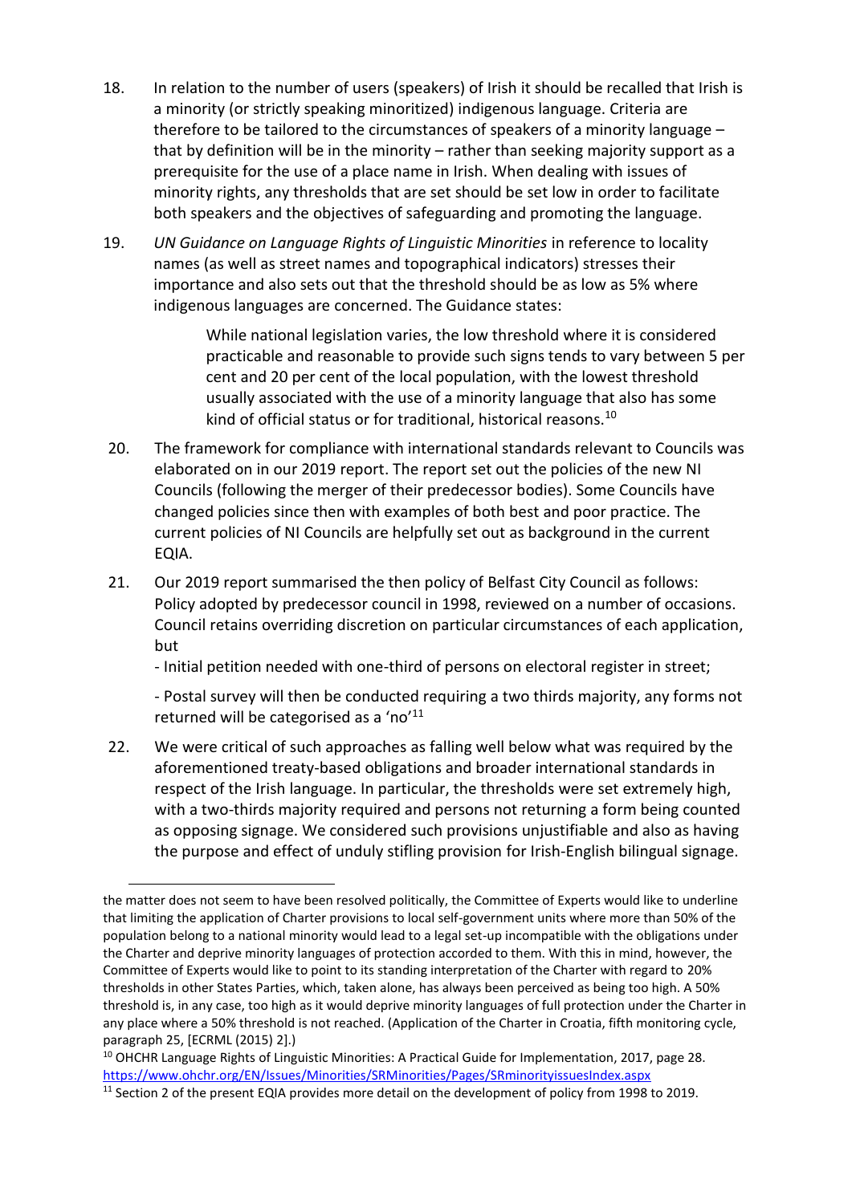18. In relation to the number of users (speakers) of Irish it should be recalled that Irish is a minority (or strictly speaking minoritized) indigenous language. Criteria are therefore to be tailored to the circumstances of speakers of a minority language – that by definition will be in the minority – rather than seeking majority support as a prerequisite for the use of a place name in Irish. When dealing with issues of minority rights, any thresholds that are set should be set low in order to facilitate both speakers and the objectives of safeguarding and promoting the language.

19. *UN Guidance on Language Rights of Linguistic Minorities* in reference to locality names (as well as street names and topographical indicators) stresses their importance and also sets out that the threshold should be as low as 5% where indigenous languages are concerned. The Guidance states:

> While national legislation varies, the low threshold where it is considered practicable and reasonable to provide such signs tends to vary between 5 per cent and 20 per cent of the local population, with the lowest threshold usually associated with the use of a minority language that also has some kind of official status or for traditional, historical reasons.[10]

20. The framework for compliance with international standards relevant to Councils was elaborated on in our 2019 report. The report set out the policies of the new NI Councils (following the merger of their predecessor bodies). Some Councils have changed policies since then with examples of both best and poor practice. The current policies of NI Councils are helpfully set out as background in the current EQIA.

21. Our 2019 report summarised the then policy of Belfast City Council as follows: Policy adopted by predecessor council in 1998, reviewed on a number of occasions. Council retains overriding discretion on particular circumstances of each application, but

   - Initial petition needed with one-third of persons on electoral register in street;

   - Postal survey will then be conducted requiring a two thirds majority, any forms not returned will be categorised as a 'no'[11]

22. We were critical of such approaches as falling well below what was required by the aforementioned treaty-based obligations and broader international standards in respect of the Irish language. In particular, the thresholds were set extremely high, with a two-thirds majority required and persons not returning a form being counted as opposing signage. We considered such provisions unjustifiable and also as having the purpose and effect of unduly stifling provision for Irish-English bilingual signage.

---

the matter does not seem to have been resolved politically, the Committee of Experts would like to underline that limiting the application of Charter provisions to local self-government units where more than 50% of the population belong to a national minority would lead to a legal set-up incompatible with the obligations under the Charter and deprive minority languages of protection accorded to them. With this in mind, however, the Committee of Experts would like to point to its standing interpretation of the Charter with regard to 20% thresholds in other States Parties, which, taken alone, has always been perceived as being too high. A 50% threshold is, in any case, too high as it would deprive minority languages of full protection under the Charter in any place where a 50% threshold is not reached. (Application of the Charter in Croatia, fifth monitoring cycle, paragraph 25, [ECRML (2015) 2].)

[10] OHCHR Language Rights of Linguistic Minorities: A Practical Guide for Implementation, 2017, page 28. https://www.ohchr.org/EN/Issues/Minorities/SRMinorities/Pages/SRminorityissuesIndex.aspx

[11] Section 2 of the present EQIA provides more detail on the development of policy from 1998 to 2019.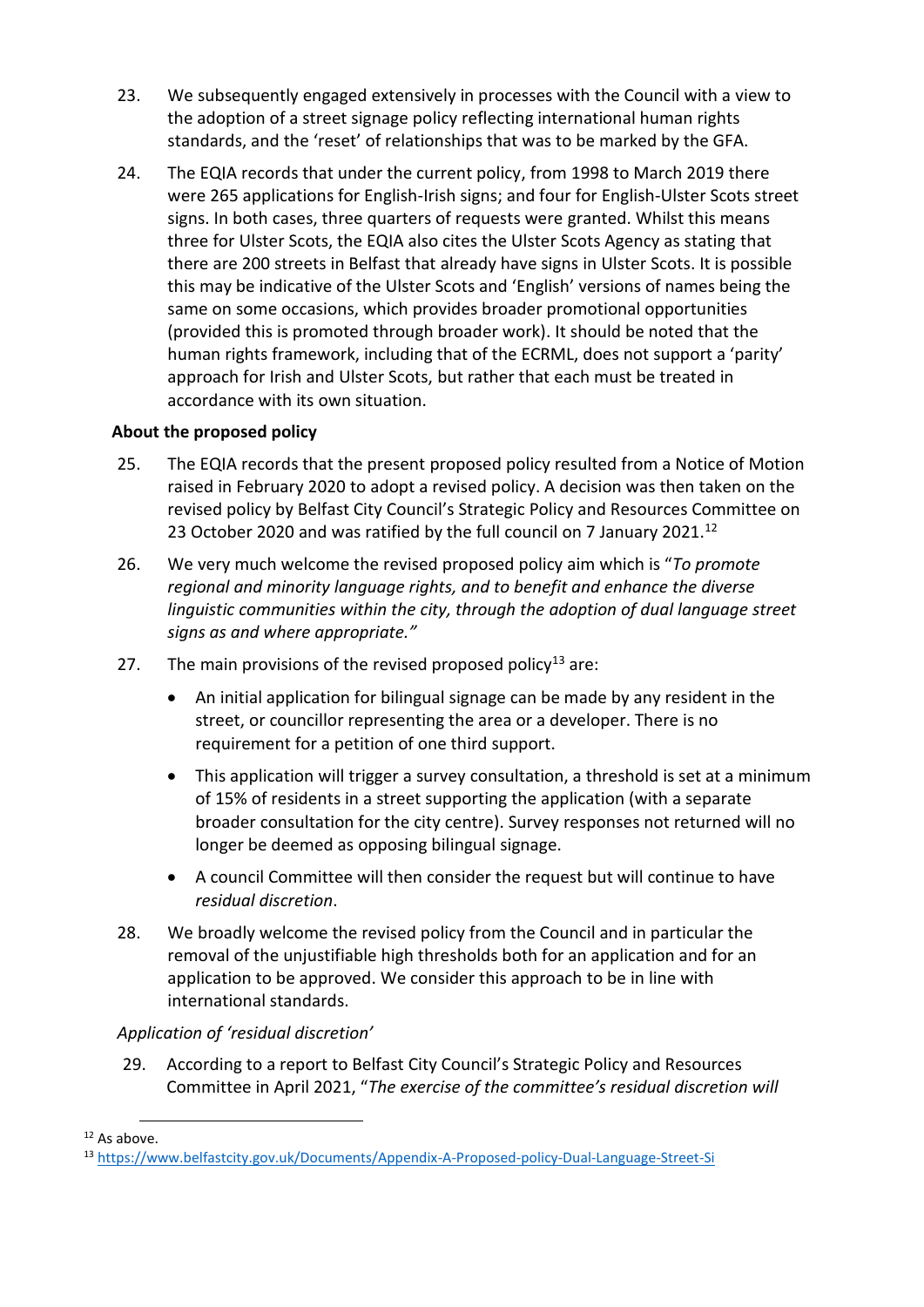23. We subsequently engaged extensively in processes with the Council with a view to the adoption of a street signage policy reflecting international human rights standards, and the 'reset' of relationships that was to be marked by the GFA.

24. The EQIA records that under the current policy, from 1998 to March 2019 there were 265 applications for English-Irish signs; and four for English-Ulster Scots street signs. In both cases, three quarters of requests were granted. Whilst this means three for Ulster Scots, the EQIA also cites the Ulster Scots Agency as stating that there are 200 streets in Belfast that already have signs in Ulster Scots. It is possible this may be indicative of the Ulster Scots and 'English' versions of names being the same on some occasions, which provides broader promotional opportunities (provided this is promoted through broader work). It should be noted that the human rights framework, including that of the ECRML, does not support a 'parity' approach for Irish and Ulster Scots, but rather that each must be treated in accordance with its own situation.

**About the proposed policy**

25. The EQIA records that the present proposed policy resulted from a Notice of Motion raised in February 2020 to adopt a revised policy. A decision was then taken on the revised policy by Belfast City Council's Strategic Policy and Resources Committee on 23 October 2020 and was ratified by the full council on 7 January 2021.[12]

26. We very much welcome the revised proposed policy aim which is "*To promote regional and minority language rights, and to benefit and enhance the diverse linguistic communities within the city, through the adoption of dual language street signs as and where appropriate.*"

27. The main provisions of the revised proposed policy[13] are:

    - An initial application for bilingual signage can be made by any resident in the street, or councillor representing the area or a developer. There is no requirement for a petition of one third support.
    - This application will trigger a survey consultation, a threshold is set at a minimum of 15% of residents in a street supporting the application (with a separate broader consultation for the city centre). Survey responses not returned will no longer be deemed as opposing bilingual signage.
    - A council Committee will then consider the request but will continue to have *residual discretion*.

28. We broadly welcome the revised policy from the Council and in particular the removal of the unjustifiable high thresholds both for an application and for an application to be approved. We consider this approach to be in line with international standards.

*Application of 'residual discretion'*

29. According to a report to Belfast City Council's Strategic Policy and Resources Committee in April 2021, "*The exercise of the committee's residual discretion will*

---

[12] As above.

[13] https://www.belfastcity.gov.uk/Documents/Appendix-A-Proposed-policy-Dual-Language-Street-Si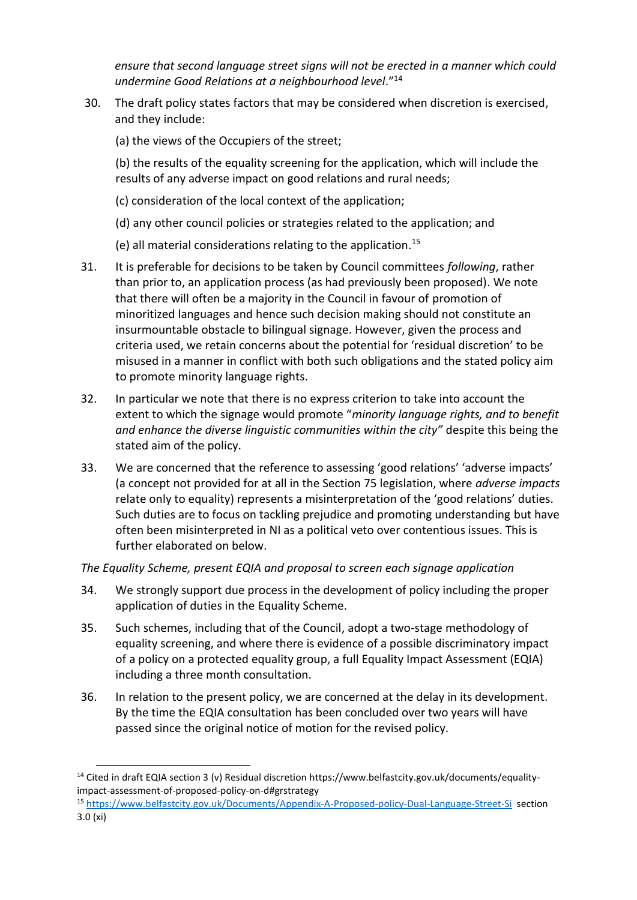*ensure that second language street signs will not be erected in a manner which could undermine Good Relations at a neighbourhood level*."[14]

30. The draft policy states factors that may be considered when discretion is exercised, and they include:

    (a) the views of the Occupiers of the street;

    (b) the results of the equality screening for the application, which will include the results of any adverse impact on good relations and rural needs;

    (c) consideration of the local context of the application;

    (d) any other council policies or strategies related to the application; and

    (e) all material considerations relating to the application.[15]

31. It is preferable for decisions to be taken by Council committees *following*, rather than prior to, an application process (as had previously been proposed). We note that there will often be a majority in the Council in favour of promotion of minoritized languages and hence such decision making should not constitute an insurmountable obstacle to bilingual signage. However, given the process and criteria used, we retain concerns about the potential for 'residual discretion' to be misused in a manner in conflict with both such obligations and the stated policy aim to promote minority language rights.

32. In particular we note that there is no express criterion to take into account the extent to which the signage would promote "*minority language rights, and to benefit and enhance the diverse linguistic communities within the city"* despite this being the stated aim of the policy.

33. We are concerned that the reference to assessing 'good relations' 'adverse impacts' (a concept not provided for at all in the Section 75 legislation, where *adverse impacts* relate only to equality) represents a misinterpretation of the 'good relations' duties. Such duties are to focus on tackling prejudice and promoting understanding but have often been misinterpreted in NI as a political veto over contentious issues. This is further elaborated on below.

*The Equality Scheme, present EQIA and proposal to screen each signage application*

34. We strongly support due process in the development of policy including the proper application of duties in the Equality Scheme.

35. Such schemes, including that of the Council, adopt a two-stage methodology of equality screening, and where there is evidence of a possible discriminatory impact of a policy on a protected equality group, a full Equality Impact Assessment (EQIA) including a three month consultation.

36. In relation to the present policy, we are concerned at the delay in its development. By the time the EQIA consultation has been concluded over two years will have passed since the original notice of motion for the revised policy.

---

[14] Cited in draft EQIA section 3 (v) Residual discretion https://www.belfastcity.gov.uk/documents/equality-impact-assessment-of-proposed-policy-on-d#grstrategy

[15] https://www.belfastcity.gov.uk/Documents/Appendix-A-Proposed-policy-Dual-Language-Street-Si section 3.0 (xi)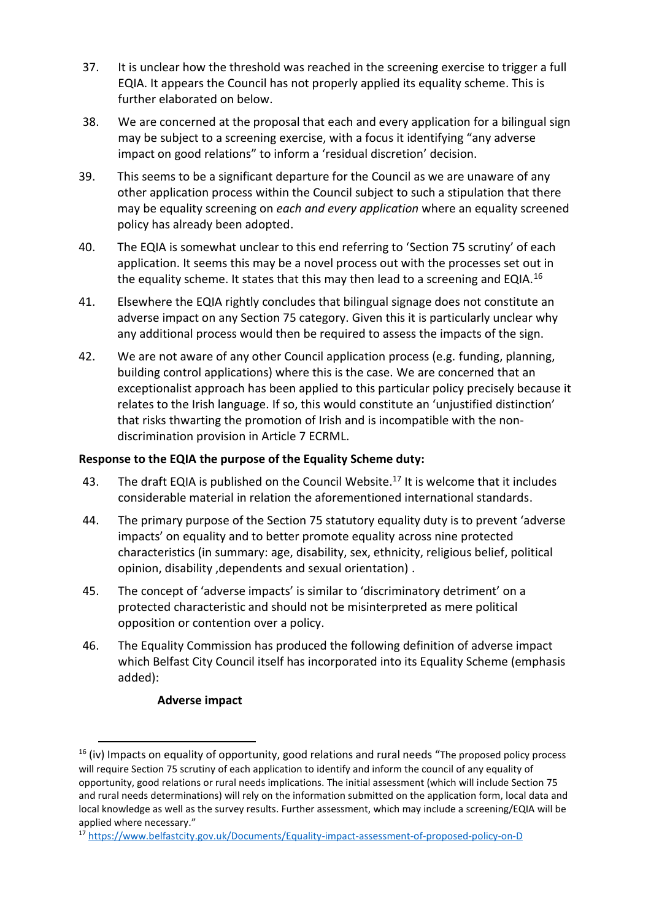37. It is unclear how the threshold was reached in the screening exercise to trigger a full EQIA. It appears the Council has not properly applied its equality scheme. This is further elaborated on below.

38. We are concerned at the proposal that each and every application for a bilingual sign may be subject to a screening exercise, with a focus it identifying "any adverse impact on good relations" to inform a 'residual discretion' decision.

39. This seems to be a significant departure for the Council as we are unaware of any other application process within the Council subject to such a stipulation that there may be equality screening on *each and every application* where an equality screened policy has already been adopted.

40. The EQIA is somewhat unclear to this end referring to 'Section 75 scrutiny' of each application. It seems this may be a novel process out with the processes set out in the equality scheme. It states that this may then lead to a screening and EQIA.[16]

41. Elsewhere the EQIA rightly concludes that bilingual signage does not constitute an adverse impact on any Section 75 category. Given this it is particularly unclear why any additional process would then be required to assess the impacts of the sign.

42. We are not aware of any other Council application process (e.g. funding, planning, building control applications) where this is the case. We are concerned that an exceptionalist approach has been applied to this particular policy precisely because it relates to the Irish language. If so, this would constitute an 'unjustified distinction' that risks thwarting the promotion of Irish and is incompatible with the non-discrimination provision in Article 7 ECRML.

**Response to the EQIA the purpose of the Equality Scheme duty:**

43. The draft EQIA is published on the Council Website.[17] It is welcome that it includes considerable material in relation the aforementioned international standards.

44. The primary purpose of the Section 75 statutory equality duty is to prevent 'adverse impacts' on equality and to better promote equality across nine protected characteristics (in summary: age, disability, sex, ethnicity, religious belief, political opinion, disability ,dependents and sexual orientation) .

45. The concept of 'adverse impacts' is similar to 'discriminatory detriment' on a protected characteristic and should not be misinterpreted as mere political opposition or contention over a policy.

46. The Equality Commission has produced the following definition of adverse impact which Belfast City Council itself has incorporated into its Equality Scheme (emphasis added):

**Adverse impact**

---

[16] (iv) Impacts on equality of opportunity, good relations and rural needs "The proposed policy process will require Section 75 scrutiny of each application to identify and inform the council of any equality of opportunity, good relations or rural needs implications. The initial assessment (which will include Section 75 and rural needs determinations) will rely on the information submitted on the application form, local data and local knowledge as well as the survey results. Further assessment, which may include a screening/EQIA will be applied where necessary."

[17] https://www.belfastcity.gov.uk/Documents/Equality-impact-assessment-of-proposed-policy-on-D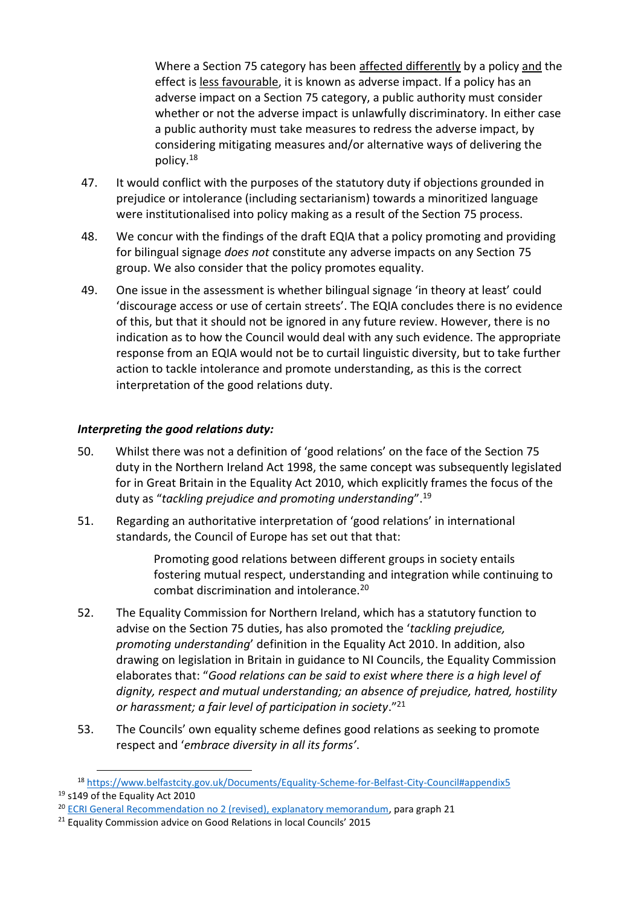> Where a Section 75 category has been affected differently by a policy and the effect is less favourable, it is known as adverse impact. If a policy has an adverse impact on a Section 75 category, a public authority must consider whether or not the adverse impact is unlawfully discriminatory. In either case a public authority must take measures to redress the adverse impact, by considering mitigating measures and/or alternative ways of delivering the policy.[18]

47. It would conflict with the purposes of the statutory duty if objections grounded in prejudice or intolerance (including sectarianism) towards a minoritized language were institutionalised into policy making as a result of the Section 75 process.

48. We concur with the findings of the draft EQIA that a policy promoting and providing for bilingual signage *does not* constitute any adverse impacts on any Section 75 group. We also consider that the policy promotes equality.

49. One issue in the assessment is whether bilingual signage 'in theory at least' could 'discourage access or use of certain streets'. The EQIA concludes there is no evidence of this, but that it should not be ignored in any future review. However, there is no indication as to how the Council would deal with any such evidence. The appropriate response from an EQIA would not be to curtail linguistic diversity, but to take further action to tackle intolerance and promote understanding, as this is the correct interpretation of the good relations duty.

### *Interpreting the good relations duty:*

50. Whilst there was not a definition of 'good relations' on the face of the Section 75 duty in the Northern Ireland Act 1998, the same concept was subsequently legislated for in Great Britain in the Equality Act 2010, which explicitly frames the focus of the duty as "*tackling prejudice and promoting understanding*".[19]

51. Regarding an authoritative interpretation of 'good relations' in international standards, the Council of Europe has set out that that:

> Promoting good relations between different groups in society entails fostering mutual respect, understanding and integration while continuing to combat discrimination and intolerance.[20]

52. The Equality Commission for Northern Ireland, which has a statutory function to advise on the Section 75 duties, has also promoted the '*tackling prejudice, promoting understanding*' definition in the Equality Act 2010. In addition, also drawing on legislation in Britain in guidance to NI Councils, the Equality Commission elaborates that: "*Good relations can be said to exist where there is a high level of dignity, respect and mutual understanding; an absence of prejudice, hatred, hostility or harassment; a fair level of participation in society*."[21]

53. The Councils' own equality scheme defines good relations as seeking to promote respect and '*embrace diversity in all its forms'*.

---

[18] https://www.belfastcity.gov.uk/Documents/Equality-Scheme-for-Belfast-City-Council#appendix5

[19] s149 of the Equality Act 2010

[20] ECRI General Recommendation no 2 (revised), explanatory memorandum, para graph 21

[21] Equality Commission advice on Good Relations in local Councils' 2015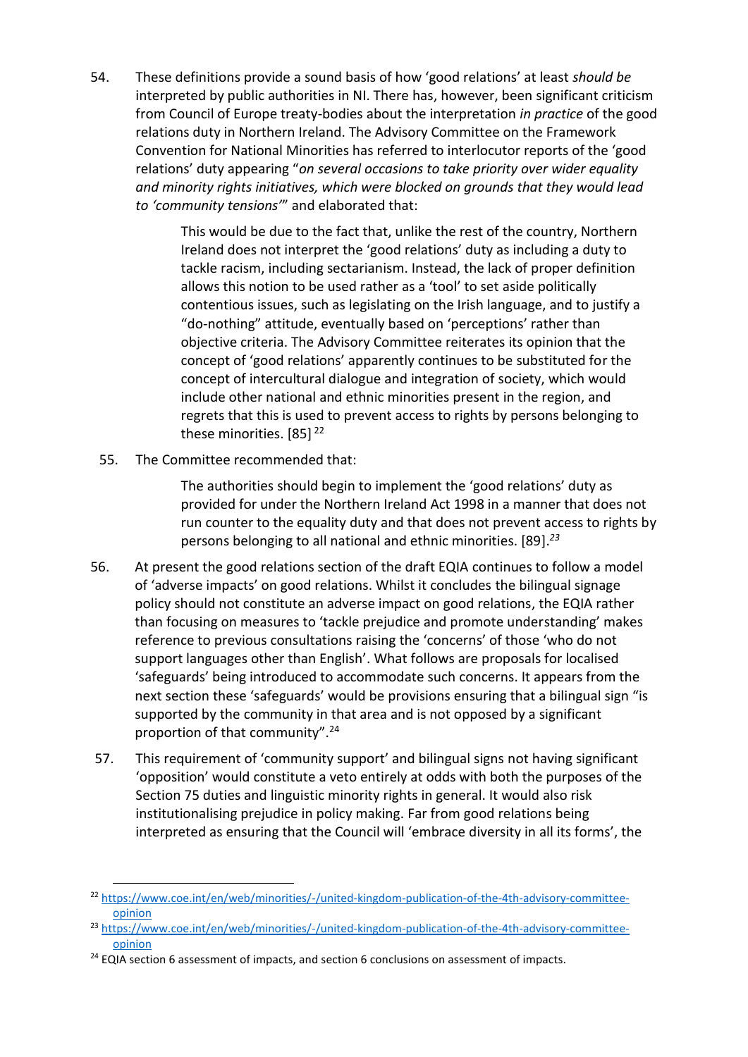54. These definitions provide a sound basis of how 'good relations' at least *should be* interpreted by public authorities in NI. There has, however, been significant criticism from Council of Europe treaty-bodies about the interpretation *in practice* of the good relations duty in Northern Ireland. The Advisory Committee on the Framework Convention for National Minorities has referred to interlocutor reports of the 'good relations' duty appearing "*on several occasions to take priority over wider equality and minority rights initiatives, which were blocked on grounds that they would lead to 'community tensions'*" and elaborated that:

> This would be due to the fact that, unlike the rest of the country, Northern Ireland does not interpret the 'good relations' duty as including a duty to tackle racism, including sectarianism. Instead, the lack of proper definition allows this notion to be used rather as a 'tool' to set aside politically contentious issues, such as legislating on the Irish language, and to justify a "do-nothing" attitude, eventually based on 'perceptions' rather than objective criteria. The Advisory Committee reiterates its opinion that the concept of 'good relations' apparently continues to be substituted for the concept of intercultural dialogue and integration of society, which would include other national and ethnic minorities present in the region, and regrets that this is used to prevent access to rights by persons belonging to these minorities. [85] [22]

55. The Committee recommended that:

> The authorities should begin to implement the 'good relations' duty as provided for under the Northern Ireland Act 1998 in a manner that does not run counter to the equality duty and that does not prevent access to rights by persons belonging to all national and ethnic minorities. [89].[23]

56. At present the good relations section of the draft EQIA continues to follow a model of 'adverse impacts' on good relations. Whilst it concludes the bilingual signage policy should not constitute an adverse impact on good relations, the EQIA rather than focusing on measures to 'tackle prejudice and promote understanding' makes reference to previous consultations raising the 'concerns' of those 'who do not support languages other than English'. What follows are proposals for localised 'safeguards' being introduced to accommodate such concerns. It appears from the next section these 'safeguards' would be provisions ensuring that a bilingual sign "is supported by the community in that area and is not opposed by a significant proportion of that community".[24]

57. This requirement of 'community support' and bilingual signs not having significant 'opposition' would constitute a veto entirely at odds with both the purposes of the Section 75 duties and linguistic minority rights in general. It would also risk institutionalising prejudice in policy making. Far from good relations being interpreted as ensuring that the Council will 'embrace diversity in all its forms', the

---

[22] https://www.coe.int/en/web/minorities/-/united-kingdom-publication-of-the-4th-advisory-committee-opinion

[23] https://www.coe.int/en/web/minorities/-/united-kingdom-publication-of-the-4th-advisory-committee-opinion

[24] EQIA section 6 assessment of impacts, and section 6 conclusions on assessment of impacts.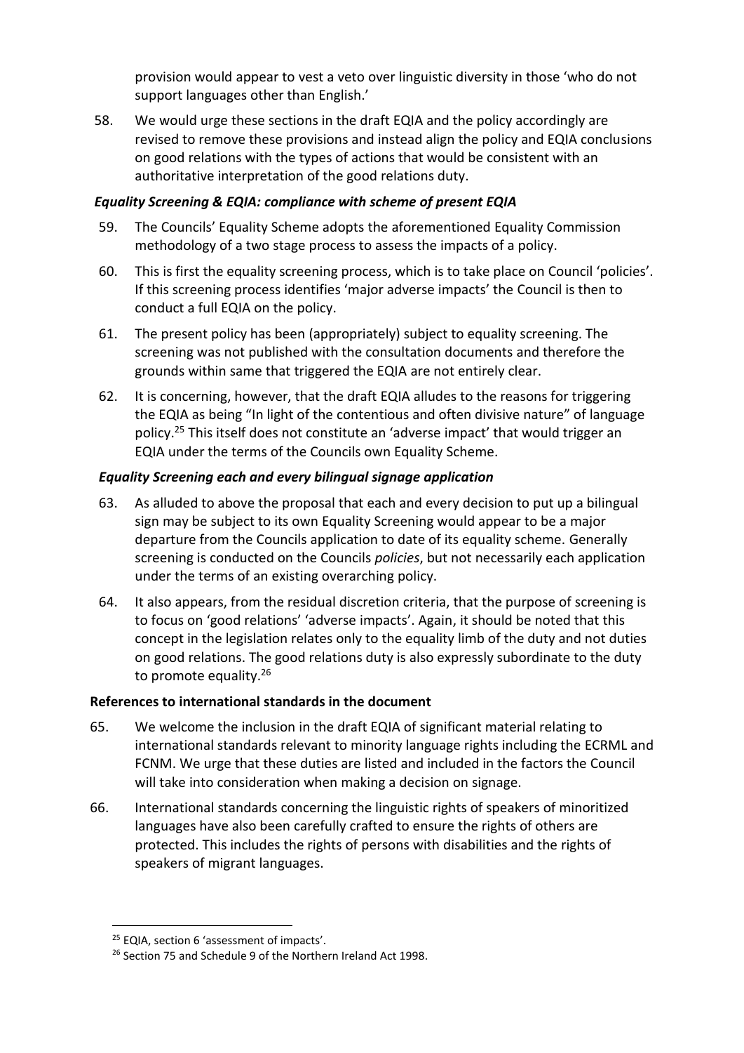provision would appear to vest a veto over linguistic diversity in those 'who do not support languages other than English.'

58. We would urge these sections in the draft EQIA and the policy accordingly are revised to remove these provisions and instead align the policy and EQIA conclusions on good relations with the types of actions that would be consistent with an authoritative interpretation of the good relations duty.

***Equality Screening & EQIA: compliance with scheme of present EQIA***

59. The Councils' Equality Scheme adopts the aforementioned Equality Commission methodology of a two stage process to assess the impacts of a policy.

60. This is first the equality screening process, which is to take place on Council 'policies'. If this screening process identifies 'major adverse impacts' the Council is then to conduct a full EQIA on the policy.

61. The present policy has been (appropriately) subject to equality screening. The screening was not published with the consultation documents and therefore the grounds within same that triggered the EQIA are not entirely clear.

62. It is concerning, however, that the draft EQIA alludes to the reasons for triggering the EQIA as being "In light of the contentious and often divisive nature" of language policy.[25] This itself does not constitute an 'adverse impact' that would trigger an EQIA under the terms of the Councils own Equality Scheme.

***Equality Screening each and every bilingual signage application***

63. As alluded to above the proposal that each and every decision to put up a bilingual sign may be subject to its own Equality Screening would appear to be a major departure from the Councils application to date of its equality scheme. Generally screening is conducted on the Councils *policies*, but not necessarily each application under the terms of an existing overarching policy.

64. It also appears, from the residual discretion criteria, that the purpose of screening is to focus on 'good relations' 'adverse impacts'. Again, it should be noted that this concept in the legislation relates only to the equality limb of the duty and not duties on good relations. The good relations duty is also expressly subordinate to the duty to promote equality.[26]

**References to international standards in the document**

65. We welcome the inclusion in the draft EQIA of significant material relating to international standards relevant to minority language rights including the ECRML and FCNM. We urge that these duties are listed and included in the factors the Council will take into consideration when making a decision on signage.

66. International standards concerning the linguistic rights of speakers of minoritized languages have also been carefully crafted to ensure the rights of others are protected. This includes the rights of persons with disabilities and the rights of speakers of migrant languages.

---

[25] EQIA, section 6 'assessment of impacts'.

[26] Section 75 and Schedule 9 of the Northern Ireland Act 1998.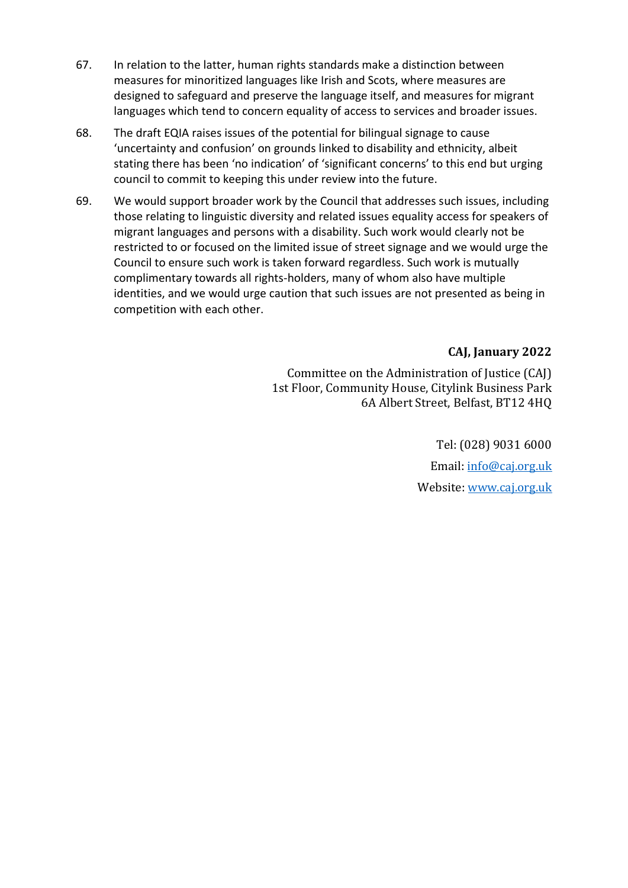67. In relation to the latter, human rights standards make a distinction between measures for minoritized languages like Irish and Scots, where measures are designed to safeguard and preserve the language itself, and measures for migrant languages which tend to concern equality of access to services and broader issues.

68. The draft EQIA raises issues of the potential for bilingual signage to cause 'uncertainty and confusion' on grounds linked to disability and ethnicity, albeit stating there has been 'no indication' of 'significant concerns' to this end but urging council to commit to keeping this under review into the future.

69. We would support broader work by the Council that addresses such issues, including those relating to linguistic diversity and related issues equality access for speakers of migrant languages and persons with a disability. Such work would clearly not be restricted to or focused on the limited issue of street signage and we would urge the Council to ensure such work is taken forward regardless. Such work is mutually complimentary towards all rights-holders, many of whom also have multiple identities, and we would urge caution that such issues are not presented as being in competition with each other.

**CAJ, January 2022**

Committee on the Administration of Justice (CAJ)
1st Floor, Community House, Citylink Business Park
6A Albert Street, Belfast, BT12 4HQ

Tel: (028) 9031 6000

Email: info@caj.org.uk

Website: www.caj.org.uk